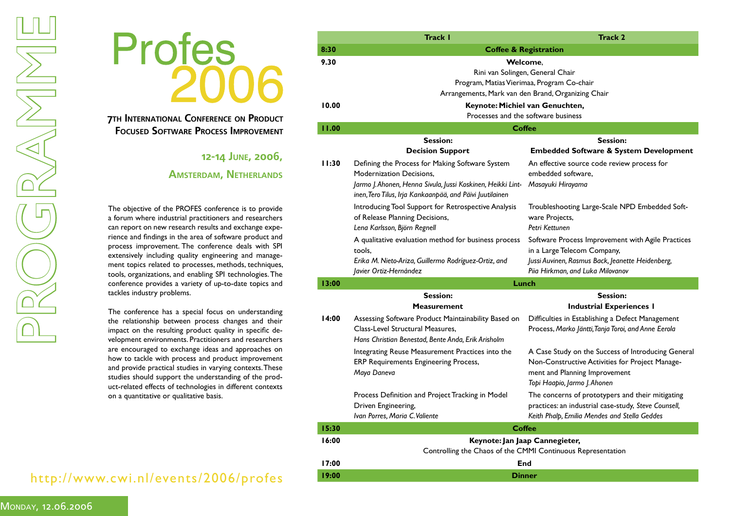# PROGRAMME

# Profes 2006

## 7th International Conference on Product Focused Software Process Improvement

### 12-14 June, 2006,

### Amsterdam, Netherlands

The objective of the PROFES conference is to provide a forum where industrial practitioners and researchers can report on new research results and exchange experience and findings in the area of software product and process improvement. The conference deals with SPI extensively including quality engineering and management topics related to processes, methods, techniques, tools, organizations, and enabling SPI technologies. The conference provides a variety of up-to-date topics and tackles industry problems.

The conference has a special focus on understanding the relationship between process changes and their impact on the resulting product quality in specific development environments. Practitioners and researchers are encouraged to exchange ideas and approaches on how to tackle with process and product improvement and provide practical studies in varying contexts. These studies should support the understanding of the product-related effects of technologies in different contexts on a quantitative or qualitative basis.

http://www.cwi.nl/events/2006/profes

**Monday, 12.06.2006**

| | Track 1 | Track 2 |
|---|---|---|
| **8:30** | **Coffee & Registration** | |
| **9.30** | **Welcome**, Rini van Solingen, General Chair; Program, Matias Vierimaa, Program Co-chair; Arrangements, Mark van den Brand, Organizing Chair | |
| **10.00** | **Keynote: Michiel van Genuchten,** Processes and the software business | |
| **11.00** | **Coffee** | |
| | **Session: Decision Support** | **Session: Embedded Software & System Development** |
| **11:30** | Defining the Process for Making Software System Modernization Decisions, *Jarmo J. Ahonen, Henna Sivula, Jussi Koskinen, Heikki Lintinen, Tero Tilus, Irja Kankaanpää, and Päivi Juutilainen* | An effective source code review process for embedded software, *Masayuki Hirayama* |
| | Introducing Tool Support for Retrospective Analysis of Release Planning Decisions, *Lena Karlsson, Björn Regnell* | Troubleshooting Large-Scale NPD Embedded Software Projects, *Petri Kettunen* |
| | A qualitative evaluation method for business process tools, *Erika M. Nieto-Ariza, Guillermo Rodríguez-Ortiz, and Javier Ortiz-Hernández* | Software Process Improvement with Agile Practices in a Large Telecom Company, *Jussi Auvinen, Rasmus Back, Jeanette Heidenberg, Piia Hirkman, and Luka Milovanov* |
| **13:00** | **Lunch** | |
| | **Session: Measurement** | **Session: Industrial Experiences I** |
| **14:00** | Assessing Software Product Maintainability Based on Class-Level Structural Measures, *Hans Christian Benestad, Bente Anda, Erik Arisholm* | Difficulties in Establishing a Defect Management Process, *Marko Jäntti, Tanja Toroi, and Anne Eerola* |
| | Integrating Reuse Measurement Practices into the ERP Requirements Engineering Process, *Maya Daneva* | A Case Study on the Success of Introducing General Non-Constructive Activities for Project Management and Planning Improvement *Topi Haapio, Jarmo J. Ahonen* |
| | Process Definition and Project Tracking in Model Driven Engineering, *Ivan Porres, Maria C. Valiente* | The concerns of prototypers and their mitigating practices: an industrial case-study, *Steve Counsell, Keith Phalp, Emilia Mendes and Stella Geddes* |
| **15:30** | **Coffee** | |
| **16:00** | **Keynote: Jan Jaap Cannegieter,** Controlling the Chaos of the CMMI Continuous Representation | |
| **17:00** | **End** | |
| **19:00** | **Dinner** | |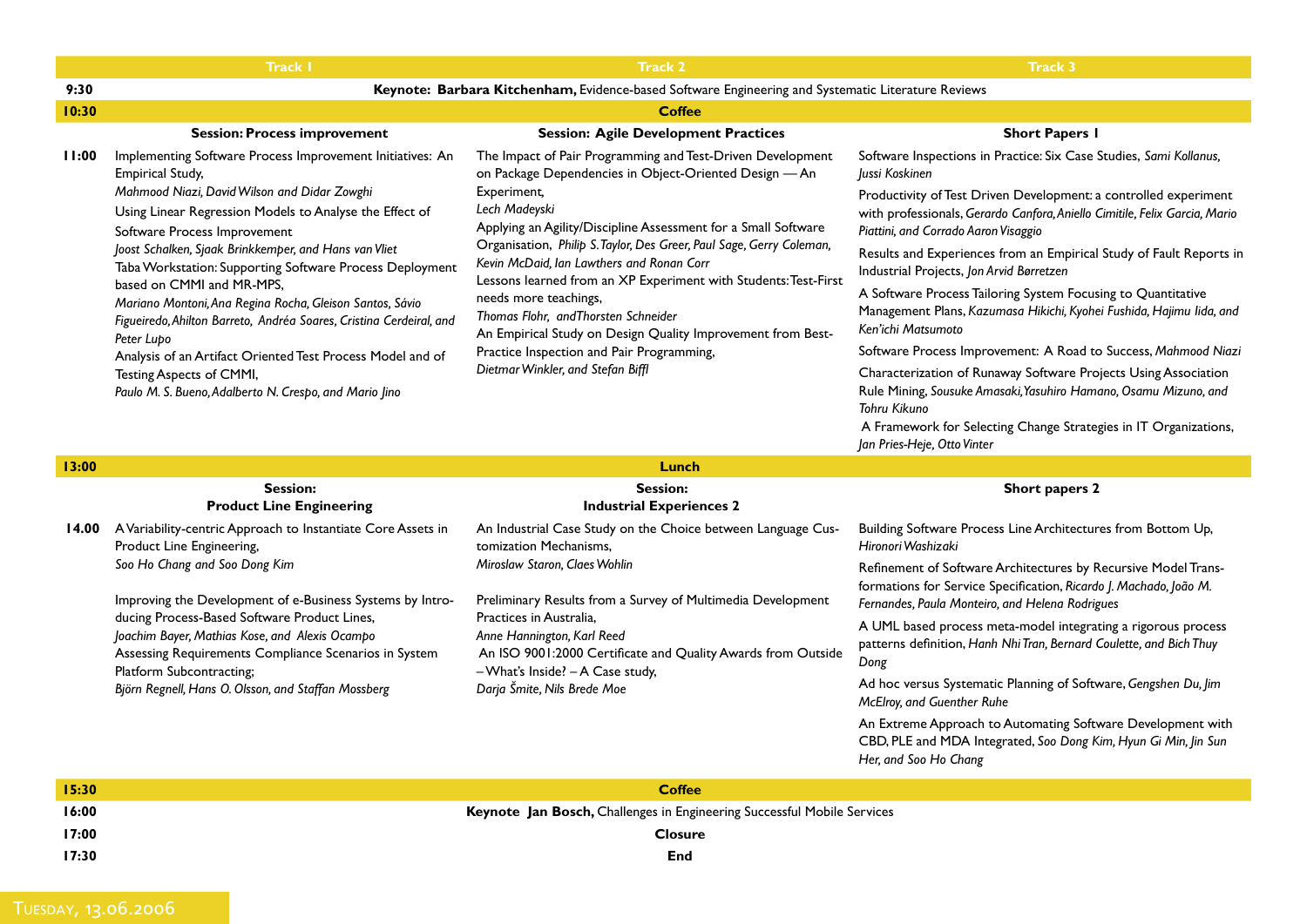| | Track 1 | Track 2 | Track 3 |
|---|---|---|---|
| **9:30** | **Keynote: Barbara Kitchenham,** Evidence-based Software Engineering and Systematic Literature Reviews | | |
| **10:30** | **Coffee** | | |
| | **Session: Process improvement** | **Session: Agile Development Practices** | **Short Papers 1** |
| **11:00** | Implementing Software Process Improvement Initiatives: An Empirical Study, *Mahmood Niazi, David Wilson and Didar Zowghi*<br>Using Linear Regression Models to Analyse the Effect of Software Process Improvement *Joost Schalken, Sjaak Brinkkemper, and Hans van Vliet*<br>Taba Workstation: Supporting Software Process Deployment based on CMMI and MR-MPS, *Mariano Montoni, Ana Regina Rocha, Gleison Santos, Sávio Figueiredo, Ahilton Barreto, Andréa Soares, Cristina Cerdeiral, and Peter Lupo*<br>Analysis of an Artifact Oriented Test Process Model and of Testing Aspects of CMMI, *Paulo M. S. Bueno, Adalberto N. Crespo, and Mario Jino* | The Impact of Pair Programming and Test-Driven Development on Package Dependencies in Object-Oriented Design — An Experiment, *Lech Madeyski*<br>Applying an Agility/Discipline Assessment for a Small Software Organisation, *Philip S. Taylor, Des Greer, Paul Sage, Gerry Coleman, Kevin McDaid, Ian Lawthers and Ronan Corr*<br>Lessons learned from an XP Experiment with Students: Test-First needs more teachings, *Thomas Flohr, and Thorsten Schneider*<br>An Empirical Study on Design Quality Improvement from Best-Practice Inspection and Pair Programming, *Dietmar Winkler, and Stefan Biffl* | Software Inspections in Practice: Six Case Studies, *Sami Kollanus, Jussi Koskinen*<br>Productivity of Test Driven Development: a controlled experiment with professionals, *Gerardo Canfora, Aniello Cimitile, Felix Garcia, Mario Piattini, and Corrado Aaron Visaggio*<br>Results and Experiences from an Empirical Study of Fault Reports in Industrial Projects, *Jon Arvid Børretzen*<br>A Software Process Tailoring System Focusing to Quantitative Management Plans, *Kazumasa Hikichi, Kyohei Fushida, Hajimu Iida, and Ken'ichi Matsumoto*<br>Software Process Improvement: A Road to Success, *Mahmood Niazi*<br>Characterization of Runaway Software Projects Using Association Rule Mining, *Sousuke Amasaki, Yasuhiro Hamano, Osamu Mizuno, and Tohru Kikuno*<br>A Framework for Selecting Change Strategies in IT Organizations, *Jan Pries-Heje, Otto Vinter* |
| **13:00** | **Lunch** | | |
| | **Session: Product Line Engineering** | **Session: Industrial Experiences 2** | **Short papers 2** |
| **14.00** | A Variability-centric Approach to Instantiate Core Assets in Product Line Engineering, *Soo Ho Chang and Soo Dong Kim*<br>Improving the Development of e-Business Systems by Introducing Process-Based Software Product Lines, *Joachim Bayer, Mathias Kose, and Alexis Ocampo*<br>Assessing Requirements Compliance Scenarios in System Platform Subcontracting; *Björn Regnell, Hans O. Olsson, and Staffan Mossberg* | An Industrial Case Study on the Choice between Language Customization Mechanisms, *Miroslaw Staron, Claes Wohlin*<br>Preliminary Results from a Survey of Multimedia Development Practices in Australia, *Anne Hannington, Karl Reed*<br>An ISO 9001:2000 Certificate and Quality Awards from Outside – What's Inside? – A Case study, *Darja Šmite, Nils Brede Moe* | Building Software Process Line Architectures from Bottom Up, *Hironori Washizaki*<br>Refinement of Software Architectures by Recursive Model Transformations for Service Specification, *Ricardo J. Machado, João M. Fernandes, Paula Monteiro, and Helena Rodrigues*<br>A UML based process meta-model integrating a rigorous process patterns definition, *Hanh Nhi Tran, Bernard Coulette, and Bich Thuy Dong*<br>Ad hoc versus Systematic Planning of Software, *Gengshen Du, Jim McElroy, and Guenther Ruhe*<br>An Extreme Approach to Automating Software Development with CBD, PLE and MDA Integrated, *Soo Dong Kim, Hyun Gi Min, Jin Sun Her, and Soo Ho Chang* |
| **15:30** | **Coffee** | | |
| **16:00** | **Keynote Jan Bosch,** Challenges in Engineering Successful Mobile Services | | |
| **17:00** | **Closure** | | |
| **17:30** | **End** | | |

Tuesday, 13.06.2006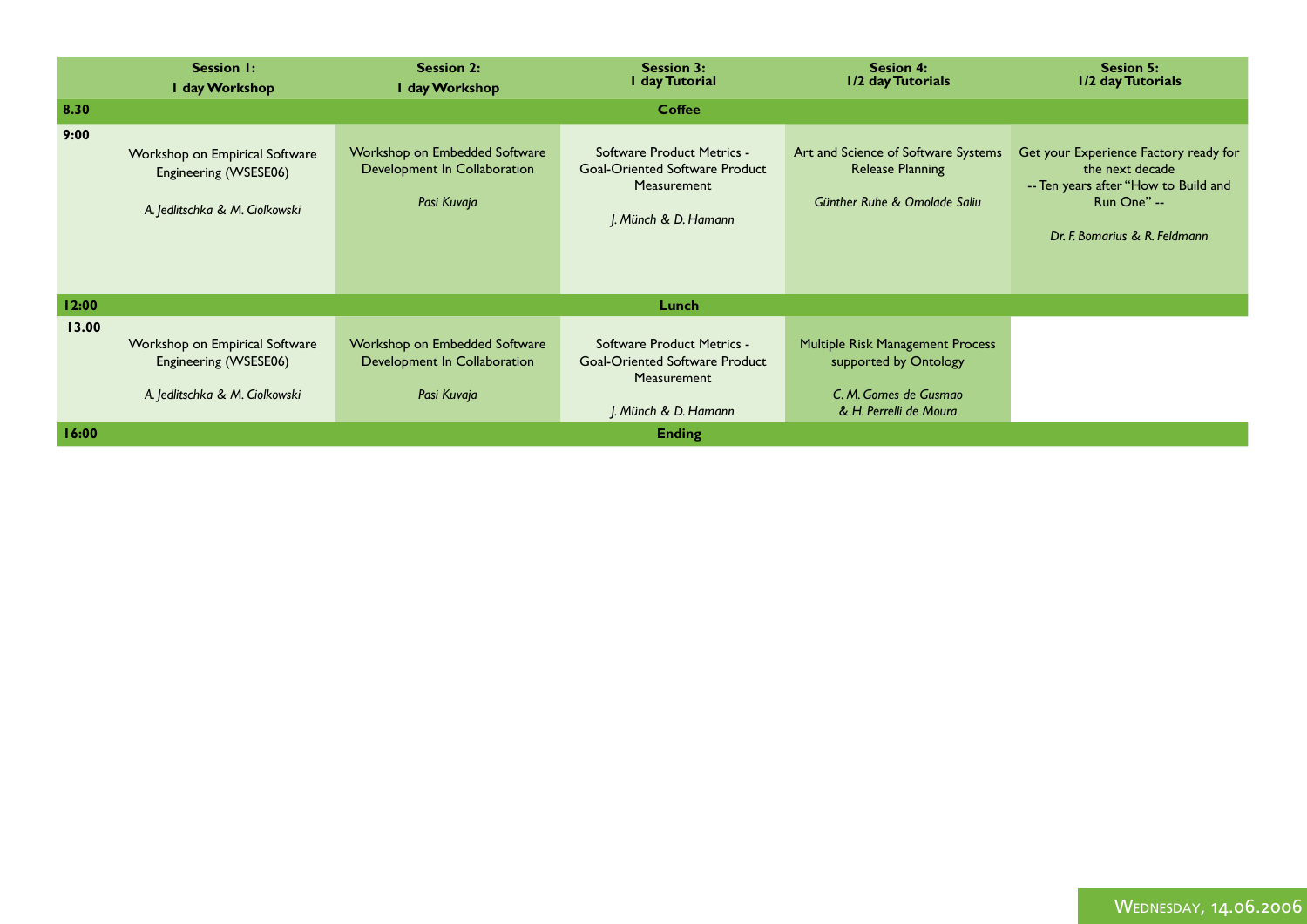| | Session 1: 1 day Workshop | Session 2: 1 day Workshop | Session 3: 1 day Tutorial | Sesion 4: 1/2 day Tutorials | Sesion 5: 1/2 day Tutorials |
|---|---|---|---|---|---|
| **8.30** | | | **Coffee** | | |
| **9:00** | Workshop on Empirical Software Engineering (WSESE06)<br><br>*A. Jedlitschka & M. Ciolkowski* | Workshop on Embedded Software Development In Collaboration<br><br>*Pasi Kuvaja* | Software Product Metrics - Goal-Oriented Software Product Measurement<br><br>*J. Münch & D. Hamann* | Art and Science of Software Systems Release Planning<br><br>*Günther Ruhe & Omolade Saliu* | Get your Experience Factory ready for the next decade -- Ten years after "How to Build and Run One" --<br><br>*Dr. F. Bomarius & R. Feldmann* |
| **12:00** | | | **Lunch** | | |
| **13.00** | Workshop on Empirical Software Engineering (WSESE06)<br><br>*A. Jedlitschka & M. Ciolkowski* | Workshop on Embedded Software Development In Collaboration<br><br>*Pasi Kuvaja* | Software Product Metrics - Goal-Oriented Software Product Measurement<br><br>*J. Münch & D. Hamann* | Multiple Risk Management Process supported by Ontology<br><br>*C. M. Gomes de Gusmao & H. Perrelli de Moura* | |
| **16:00** | | | **Ending** | | |

Wednesday, 14.06.2006